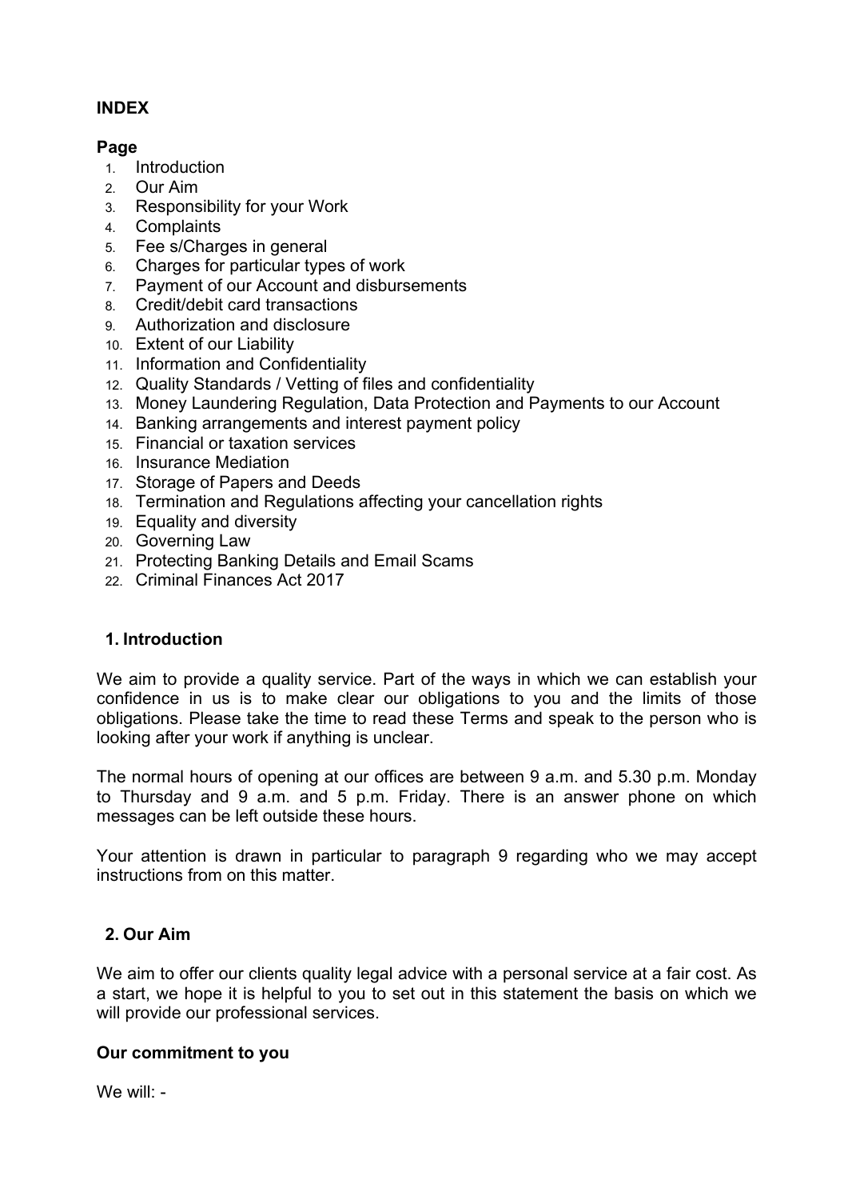**INDEX**

**Page**

1. Introduction
2. Our Aim
3. Responsibility for your Work
4. Complaints
5. Fee s/Charges in general
6. Charges for particular types of work
7. Payment of our Account and disbursements
8. Credit/debit card transactions
9. Authorization and disclosure
10. Extent of our Liability
11. Information and Confidentiality
12. Quality Standards / Vetting of files and confidentiality
13. Money Laundering Regulation, Data Protection and Payments to our Account
14. Banking arrangements and interest payment policy
15. Financial or taxation services
16. Insurance Mediation
17. Storage of Papers and Deeds
18. Termination and Regulations affecting your cancellation rights
19. Equality and diversity
20. Governing Law
21. Protecting Banking Details and Email Scams
22. Criminal Finances Act 2017

## 1. Introduction

We aim to provide a quality service. Part of the ways in which we can establish your confidence in us is to make clear our obligations to you and the limits of those obligations. Please take the time to read these Terms and speak to the person who is looking after your work if anything is unclear.

The normal hours of opening at our offices are between 9 a.m. and 5.30 p.m. Monday to Thursday and 9 a.m. and 5 p.m. Friday. There is an answer phone on which messages can be left outside these hours.

Your attention is drawn in particular to paragraph 9 regarding who we may accept instructions from on this matter.

## 2. Our Aim

We aim to offer our clients quality legal advice with a personal service at a fair cost. As a start, we hope it is helpful to you to set out in this statement the basis on which we will provide our professional services.

### Our commitment to you

We will: -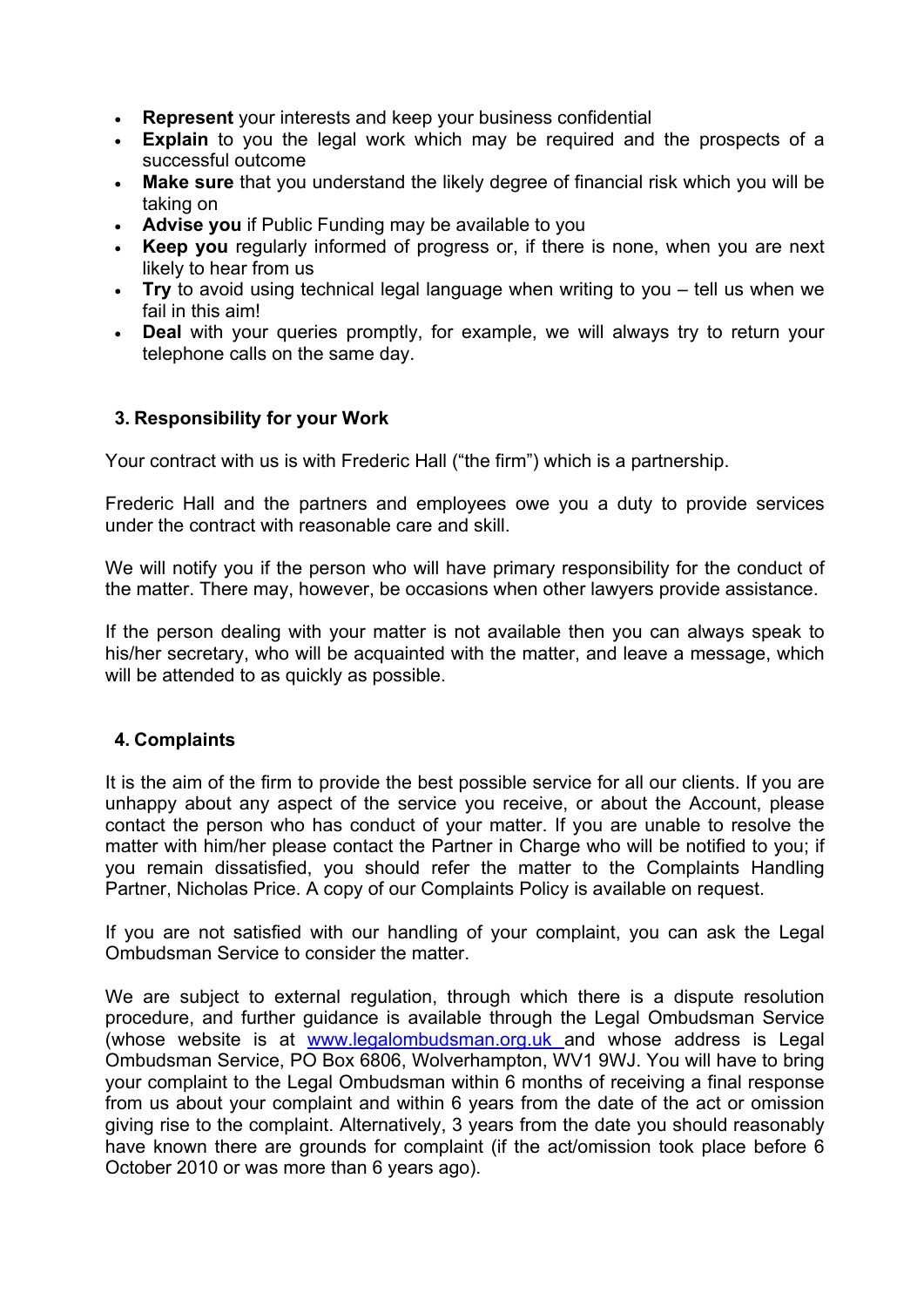- **Represent** your interests and keep your business confidential
- **Explain** to you the legal work which may be required and the prospects of a successful outcome
- **Make sure** that you understand the likely degree of financial risk which you will be taking on
- **Advise you** if Public Funding may be available to you
- **Keep you** regularly informed of progress or, if there is none, when you are next likely to hear from us
- **Try** to avoid using technical legal language when writing to you – tell us when we fail in this aim!
- **Deal** with your queries promptly, for example, we will always try to return your telephone calls on the same day.

## 3. Responsibility for your Work

Your contract with us is with Frederic Hall ("the firm") which is a partnership.

Frederic Hall and the partners and employees owe you a duty to provide services under the contract with reasonable care and skill.

We will notify you if the person who will have primary responsibility for the conduct of the matter. There may, however, be occasions when other lawyers provide assistance.

If the person dealing with your matter is not available then you can always speak to his/her secretary, who will be acquainted with the matter, and leave a message, which will be attended to as quickly as possible.

## 4. Complaints

It is the aim of the firm to provide the best possible service for all our clients. If you are unhappy about any aspect of the service you receive, or about the Account, please contact the person who has conduct of your matter. If you are unable to resolve the matter with him/her please contact the Partner in Charge who will be notified to you; if you remain dissatisfied, you should refer the matter to the Complaints Handling Partner, Nicholas Price. A copy of our Complaints Policy is available on request.

If you are not satisfied with our handling of your complaint, you can ask the Legal Ombudsman Service to consider the matter.

We are subject to external regulation, through which there is a dispute resolution procedure, and further guidance is available through the Legal Ombudsman Service (whose website is at www.legalombudsman.org.uk and whose address is Legal Ombudsman Service, PO Box 6806, Wolverhampton, WV1 9WJ. You will have to bring your complaint to the Legal Ombudsman within 6 months of receiving a final response from us about your complaint and within 6 years from the date of the act or omission giving rise to the complaint. Alternatively, 3 years from the date you should reasonably have known there are grounds for complaint (if the act/omission took place before 6 October 2010 or was more than 6 years ago).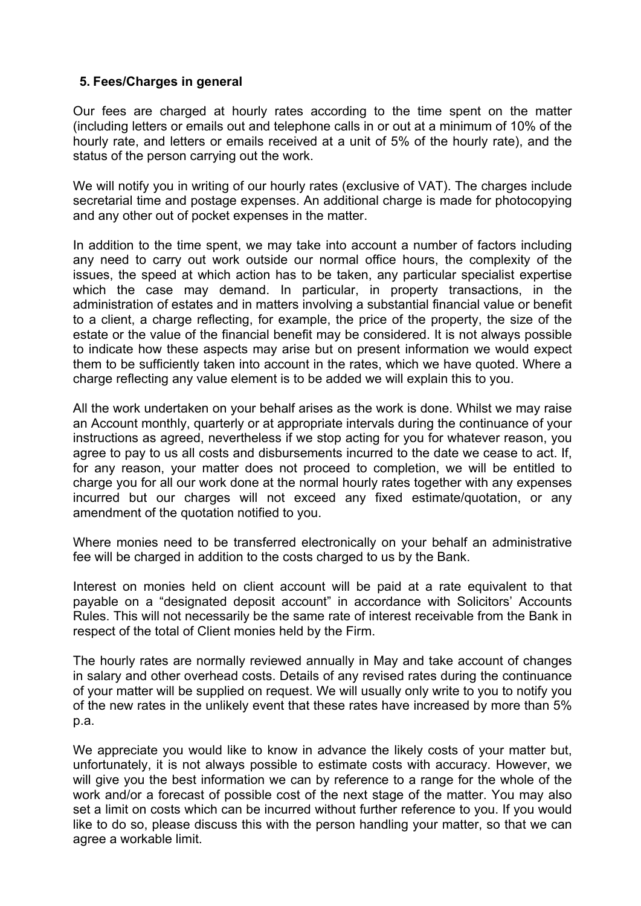## 5. Fees/Charges in general

Our fees are charged at hourly rates according to the time spent on the matter (including letters or emails out and telephone calls in or out at a minimum of 10% of the hourly rate, and letters or emails received at a unit of 5% of the hourly rate), and the status of the person carrying out the work.

We will notify you in writing of our hourly rates (exclusive of VAT). The charges include secretarial time and postage expenses. An additional charge is made for photocopying and any other out of pocket expenses in the matter.

In addition to the time spent, we may take into account a number of factors including any need to carry out work outside our normal office hours, the complexity of the issues, the speed at which action has to be taken, any particular specialist expertise which the case may demand. In particular, in property transactions, in the administration of estates and in matters involving a substantial financial value or benefit to a client, a charge reflecting, for example, the price of the property, the size of the estate or the value of the financial benefit may be considered. It is not always possible to indicate how these aspects may arise but on present information we would expect them to be sufficiently taken into account in the rates, which we have quoted. Where a charge reflecting any value element is to be added we will explain this to you.

All the work undertaken on your behalf arises as the work is done. Whilst we may raise an Account monthly, quarterly or at appropriate intervals during the continuance of your instructions as agreed, nevertheless if we stop acting for you for whatever reason, you agree to pay to us all costs and disbursements incurred to the date we cease to act. If, for any reason, your matter does not proceed to completion, we will be entitled to charge you for all our work done at the normal hourly rates together with any expenses incurred but our charges will not exceed any fixed estimate/quotation, or any amendment of the quotation notified to you.

Where monies need to be transferred electronically on your behalf an administrative fee will be charged in addition to the costs charged to us by the Bank.

Interest on monies held on client account will be paid at a rate equivalent to that payable on a "designated deposit account" in accordance with Solicitors' Accounts Rules. This will not necessarily be the same rate of interest receivable from the Bank in respect of the total of Client monies held by the Firm.

The hourly rates are normally reviewed annually in May and take account of changes in salary and other overhead costs. Details of any revised rates during the continuance of your matter will be supplied on request. We will usually only write to you to notify you of the new rates in the unlikely event that these rates have increased by more than 5% p.a.

We appreciate you would like to know in advance the likely costs of your matter but, unfortunately, it is not always possible to estimate costs with accuracy. However, we will give you the best information we can by reference to a range for the whole of the work and/or a forecast of possible cost of the next stage of the matter. You may also set a limit on costs which can be incurred without further reference to you. If you would like to do so, please discuss this with the person handling your matter, so that we can agree a workable limit.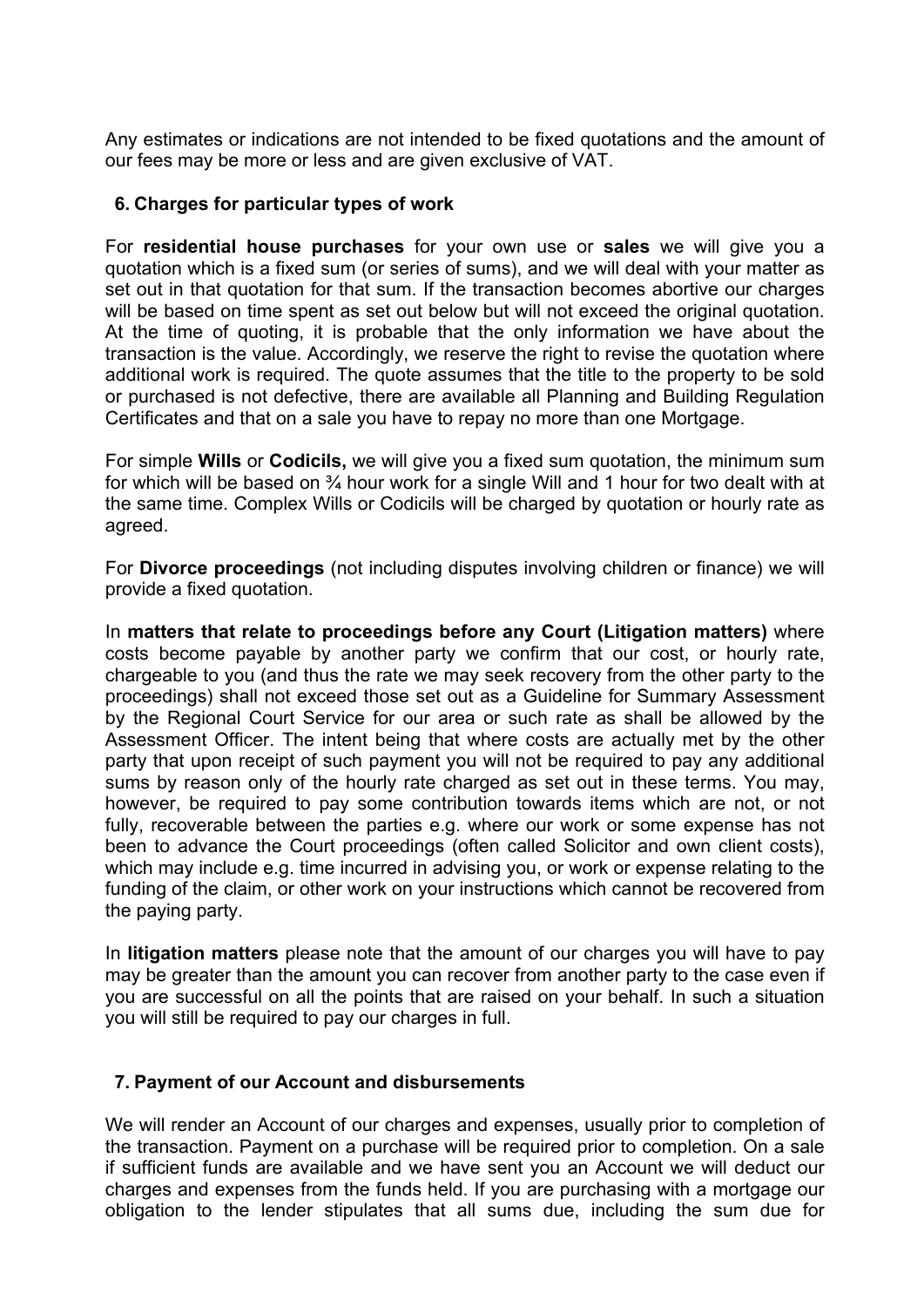Any estimates or indications are not intended to be fixed quotations and the amount of our fees may be more or less and are given exclusive of VAT.

### 6. Charges for particular types of work

For **residential house purchases** for your own use or **sales** we will give you a quotation which is a fixed sum (or series of sums), and we will deal with your matter as set out in that quotation for that sum. If the transaction becomes abortive our charges will be based on time spent as set out below but will not exceed the original quotation. At the time of quoting, it is probable that the only information we have about the transaction is the value. Accordingly, we reserve the right to revise the quotation where additional work is required. The quote assumes that the title to the property to be sold or purchased is not defective, there are available all Planning and Building Regulation Certificates and that on a sale you have to repay no more than one Mortgage.

For simple **Wills** or **Codicils,** we will give you a fixed sum quotation, the minimum sum for which will be based on ¾ hour work for a single Will and 1 hour for two dealt with at the same time. Complex Wills or Codicils will be charged by quotation or hourly rate as agreed.

For **Divorce proceedings** (not including disputes involving children or finance) we will provide a fixed quotation.

In **matters that relate to proceedings before any Court (Litigation matters)** where costs become payable by another party we confirm that our cost, or hourly rate, chargeable to you (and thus the rate we may seek recovery from the other party to the proceedings) shall not exceed those set out as a Guideline for Summary Assessment by the Regional Court Service for our area or such rate as shall be allowed by the Assessment Officer. The intent being that where costs are actually met by the other party that upon receipt of such payment you will not be required to pay any additional sums by reason only of the hourly rate charged as set out in these terms. You may, however, be required to pay some contribution towards items which are not, or not fully, recoverable between the parties e.g. where our work or some expense has not been to advance the Court proceedings (often called Solicitor and own client costs), which may include e.g. time incurred in advising you, or work or expense relating to the funding of the claim, or other work on your instructions which cannot be recovered from the paying party.

In **litigation matters** please note that the amount of our charges you will have to pay may be greater than the amount you can recover from another party to the case even if you are successful on all the points that are raised on your behalf. In such a situation you will still be required to pay our charges in full.

### 7. Payment of our Account and disbursements

We will render an Account of our charges and expenses, usually prior to completion of the transaction. Payment on a purchase will be required prior to completion. On a sale if sufficient funds are available and we have sent you an Account we will deduct our charges and expenses from the funds held. If you are purchasing with a mortgage our obligation to the lender stipulates that all sums due, including the sum due for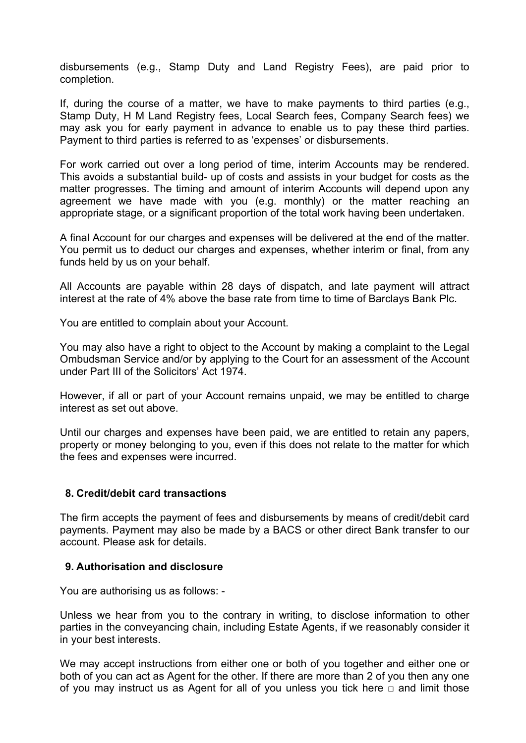disbursements (e.g., Stamp Duty and Land Registry Fees), are paid prior to completion.

If, during the course of a matter, we have to make payments to third parties (e.g., Stamp Duty, H M Land Registry fees, Local Search fees, Company Search fees) we may ask you for early payment in advance to enable us to pay these third parties. Payment to third parties is referred to as 'expenses' or disbursements.

For work carried out over a long period of time, interim Accounts may be rendered. This avoids a substantial build- up of costs and assists in your budget for costs as the matter progresses. The timing and amount of interim Accounts will depend upon any agreement we have made with you (e.g. monthly) or the matter reaching an appropriate stage, or a significant proportion of the total work having been undertaken.

A final Account for our charges and expenses will be delivered at the end of the matter. You permit us to deduct our charges and expenses, whether interim or final, from any funds held by us on your behalf.

All Accounts are payable within 28 days of dispatch, and late payment will attract interest at the rate of 4% above the base rate from time to time of Barclays Bank Plc.

You are entitled to complain about your Account.

You may also have a right to object to the Account by making a complaint to the Legal Ombudsman Service and/or by applying to the Court for an assessment of the Account under Part III of the Solicitors' Act 1974.

However, if all or part of your Account remains unpaid, we may be entitled to charge interest as set out above.

Until our charges and expenses have been paid, we are entitled to retain any papers, property or money belonging to you, even if this does not relate to the matter for which the fees and expenses were incurred.

## 8. Credit/debit card transactions

The firm accepts the payment of fees and disbursements by means of credit/debit card payments. Payment may also be made by a BACS or other direct Bank transfer to our account. Please ask for details.

## 9. Authorisation and disclosure

You are authorising us as follows: -

Unless we hear from you to the contrary in writing, to disclose information to other parties in the conveyancing chain, including Estate Agents, if we reasonably consider it in your best interests.

We may accept instructions from either one or both of you together and either one or both of you can act as Agent for the other. If there are more than 2 of you then any one of you may instruct us as Agent for all of you unless you tick here □ and limit those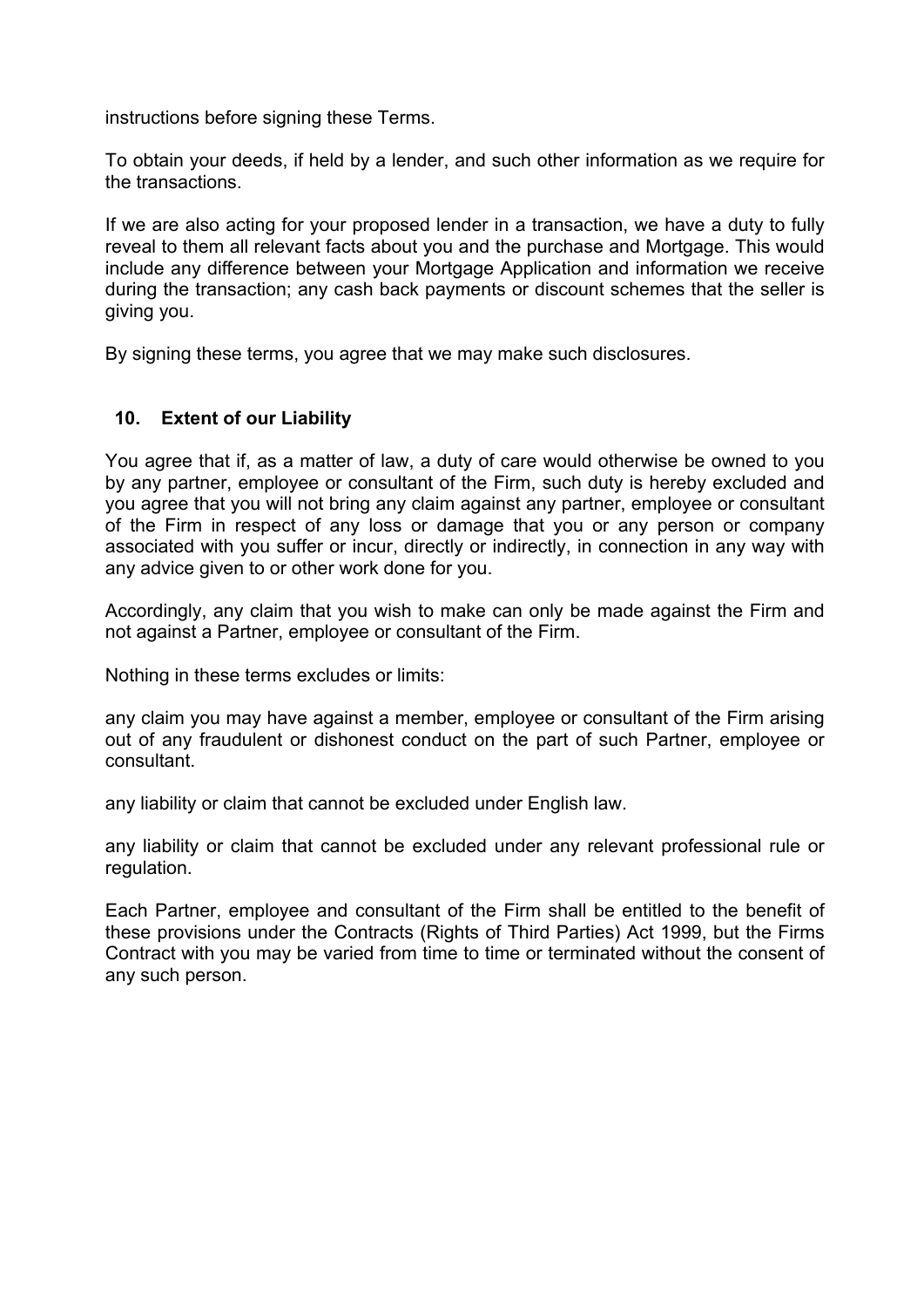instructions before signing these Terms.

To obtain your deeds, if held by a lender, and such other information as we require for the transactions.

If we are also acting for your proposed lender in a transaction, we have a duty to fully reveal to them all relevant facts about you and the purchase and Mortgage. This would include any difference between your Mortgage Application and information we receive during the transaction; any cash back payments or discount schemes that the seller is giving you.

By signing these terms, you agree that we may make such disclosures.

## 10. Extent of our Liability

You agree that if, as a matter of law, a duty of care would otherwise be owned to you by any partner, employee or consultant of the Firm, such duty is hereby excluded and you agree that you will not bring any claim against any partner, employee or consultant of the Firm in respect of any loss or damage that you or any person or company associated with you suffer or incur, directly or indirectly, in connection in any way with any advice given to or other work done for you.

Accordingly, any claim that you wish to make can only be made against the Firm and not against a Partner, employee or consultant of the Firm.

Nothing in these terms excludes or limits:

any claim you may have against a member, employee or consultant of the Firm arising out of any fraudulent or dishonest conduct on the part of such Partner, employee or consultant.

any liability or claim that cannot be excluded under English law.

any liability or claim that cannot be excluded under any relevant professional rule or regulation.

Each Partner, employee and consultant of the Firm shall be entitled to the benefit of these provisions under the Contracts (Rights of Third Parties) Act 1999, but the Firms Contract with you may be varied from time to time or terminated without the consent of any such person.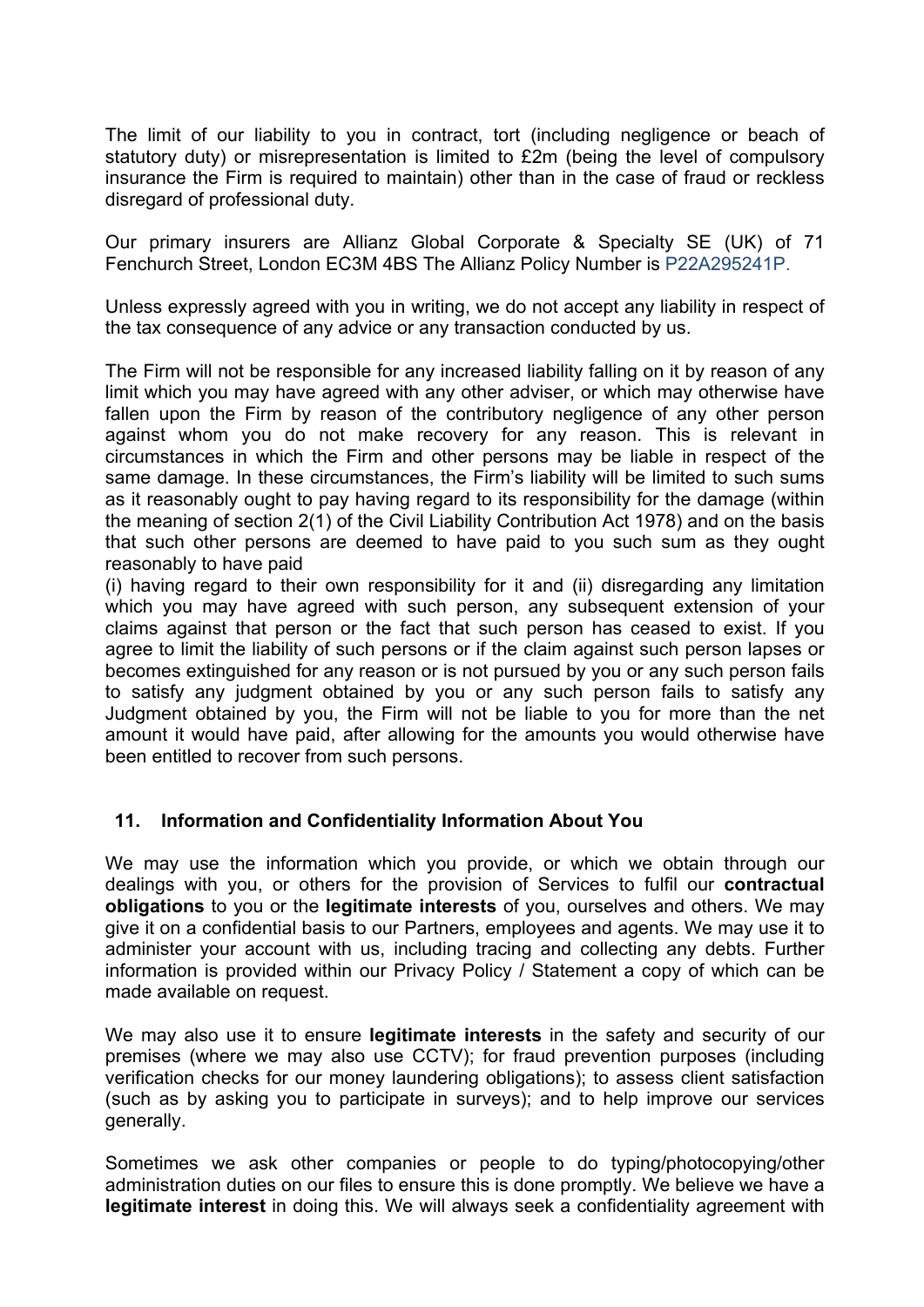The limit of our liability to you in contract, tort (including negligence or beach of statutory duty) or misrepresentation is limited to £2m (being the level of compulsory insurance the Firm is required to maintain) other than in the case of fraud or reckless disregard of professional duty.

Our primary insurers are Allianz Global Corporate & Specialty SE (UK) of 71 Fenchurch Street, London EC3M 4BS The Allianz Policy Number is P22A295241P.

Unless expressly agreed with you in writing, we do not accept any liability in respect of the tax consequence of any advice or any transaction conducted by us.

The Firm will not be responsible for any increased liability falling on it by reason of any limit which you may have agreed with any other adviser, or which may otherwise have fallen upon the Firm by reason of the contributory negligence of any other person against whom you do not make recovery for any reason. This is relevant in circumstances in which the Firm and other persons may be liable in respect of the same damage. In these circumstances, the Firm's liability will be limited to such sums as it reasonably ought to pay having regard to its responsibility for the damage (within the meaning of section 2(1) of the Civil Liability Contribution Act 1978) and on the basis that such other persons are deemed to have paid to you such sum as they ought reasonably to have paid
(i) having regard to their own responsibility for it and (ii) disregarding any limitation which you may have agreed with such person, any subsequent extension of your claims against that person or the fact that such person has ceased to exist. If you agree to limit the liability of such persons or if the claim against such person lapses or becomes extinguished for any reason or is not pursued by you or any such person fails to satisfy any judgment obtained by you or any such person fails to satisfy any Judgment obtained by you, the Firm will not be liable to you for more than the net amount it would have paid, after allowing for the amounts you would otherwise have been entitled to recover from such persons.

## 11. Information and Confidentiality Information About You

We may use the information which you provide, or which we obtain through our dealings with you, or others for the provision of Services to fulfil our **contractual obligations** to you or the **legitimate interests** of you, ourselves and others. We may give it on a confidential basis to our Partners, employees and agents. We may use it to administer your account with us, including tracing and collecting any debts. Further information is provided within our Privacy Policy / Statement a copy of which can be made available on request.

We may also use it to ensure **legitimate interests** in the safety and security of our premises (where we may also use CCTV); for fraud prevention purposes (including verification checks for our money laundering obligations); to assess client satisfaction (such as by asking you to participate in surveys); and to help improve our services generally.

Sometimes we ask other companies or people to do typing/photocopying/other administration duties on our files to ensure this is done promptly. We believe we have a **legitimate interest** in doing this. We will always seek a confidentiality agreement with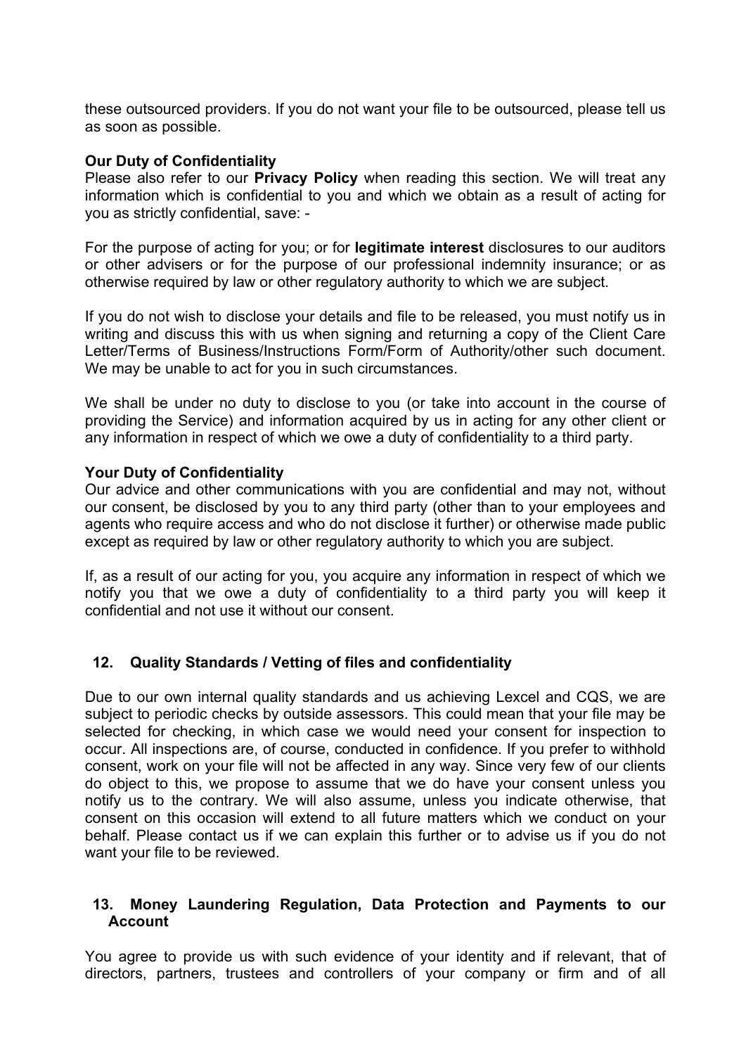these outsourced providers. If you do not want your file to be outsourced, please tell us as soon as possible.

**Our Duty of Confidentiality**
Please also refer to our **Privacy Policy** when reading this section. We will treat any information which is confidential to you and which we obtain as a result of acting for you as strictly confidential, save: -

For the purpose of acting for you; or for **legitimate interest** disclosures to our auditors or other advisers or for the purpose of our professional indemnity insurance; or as otherwise required by law or other regulatory authority to which we are subject.

If you do not wish to disclose your details and file to be released, you must notify us in writing and discuss this with us when signing and returning a copy of the Client Care Letter/Terms of Business/Instructions Form/Form of Authority/other such document. We may be unable to act for you in such circumstances.

We shall be under no duty to disclose to you (or take into account in the course of providing the Service) and information acquired by us in acting for any other client or any information in respect of which we owe a duty of confidentiality to a third party.

**Your Duty of Confidentiality**
Our advice and other communications with you are confidential and may not, without our consent, be disclosed by you to any third party (other than to your employees and agents who require access and who do not disclose it further) or otherwise made public except as required by law or other regulatory authority to which you are subject.

If, as a result of our acting for you, you acquire any information in respect of which we notify you that we owe a duty of confidentiality to a third party you will keep it confidential and not use it without our consent.

## 12. Quality Standards / Vetting of files and confidentiality

Due to our own internal quality standards and us achieving Lexcel and CQS, we are subject to periodic checks by outside assessors. This could mean that your file may be selected for checking, in which case we would need your consent for inspection to occur. All inspections are, of course, conducted in confidence. If you prefer to withhold consent, work on your file will not be affected in any way. Since very few of our clients do object to this, we propose to assume that we do have your consent unless you notify us to the contrary. We will also assume, unless you indicate otherwise, that consent on this occasion will extend to all future matters which we conduct on your behalf. Please contact us if we can explain this further or to advise us if you do not want your file to be reviewed.

## 13. Money Laundering Regulation, Data Protection and Payments to our Account

You agree to provide us with such evidence of your identity and if relevant, that of directors, partners, trustees and controllers of your company or firm and of all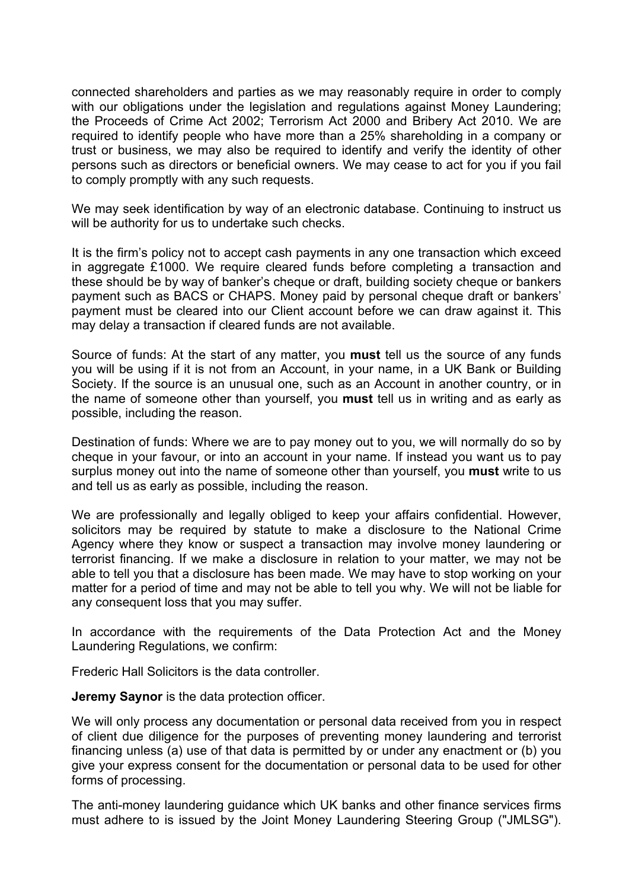connected shareholders and parties as we may reasonably require in order to comply with our obligations under the legislation and regulations against Money Laundering; the Proceeds of Crime Act 2002; Terrorism Act 2000 and Bribery Act 2010. We are required to identify people who have more than a 25% shareholding in a company or trust or business, we may also be required to identify and verify the identity of other persons such as directors or beneficial owners. We may cease to act for you if you fail to comply promptly with any such requests.

We may seek identification by way of an electronic database. Continuing to instruct us will be authority for us to undertake such checks.

It is the firm's policy not to accept cash payments in any one transaction which exceed in aggregate £1000. We require cleared funds before completing a transaction and these should be by way of banker's cheque or draft, building society cheque or bankers payment such as BACS or CHAPS. Money paid by personal cheque draft or bankers' payment must be cleared into our Client account before we can draw against it. This may delay a transaction if cleared funds are not available.

Source of funds: At the start of any matter, you **must** tell us the source of any funds you will be using if it is not from an Account, in your name, in a UK Bank or Building Society. If the source is an unusual one, such as an Account in another country, or in the name of someone other than yourself, you **must** tell us in writing and as early as possible, including the reason.

Destination of funds: Where we are to pay money out to you, we will normally do so by cheque in your favour, or into an account in your name. If instead you want us to pay surplus money out into the name of someone other than yourself, you **must** write to us and tell us as early as possible, including the reason.

We are professionally and legally obliged to keep your affairs confidential. However, solicitors may be required by statute to make a disclosure to the National Crime Agency where they know or suspect a transaction may involve money laundering or terrorist financing. If we make a disclosure in relation to your matter, we may not be able to tell you that a disclosure has been made. We may have to stop working on your matter for a period of time and may not be able to tell you why. We will not be liable for any consequent loss that you may suffer.

In accordance with the requirements of the Data Protection Act and the Money Laundering Regulations, we confirm:

Frederic Hall Solicitors is the data controller.

**Jeremy Saynor** is the data protection officer.

We will only process any documentation or personal data received from you in respect of client due diligence for the purposes of preventing money laundering and terrorist financing unless (a) use of that data is permitted by or under any enactment or (b) you give your express consent for the documentation or personal data to be used for other forms of processing.

The anti-money laundering guidance which UK banks and other finance services firms must adhere to is issued by the Joint Money Laundering Steering Group ("JMLSG").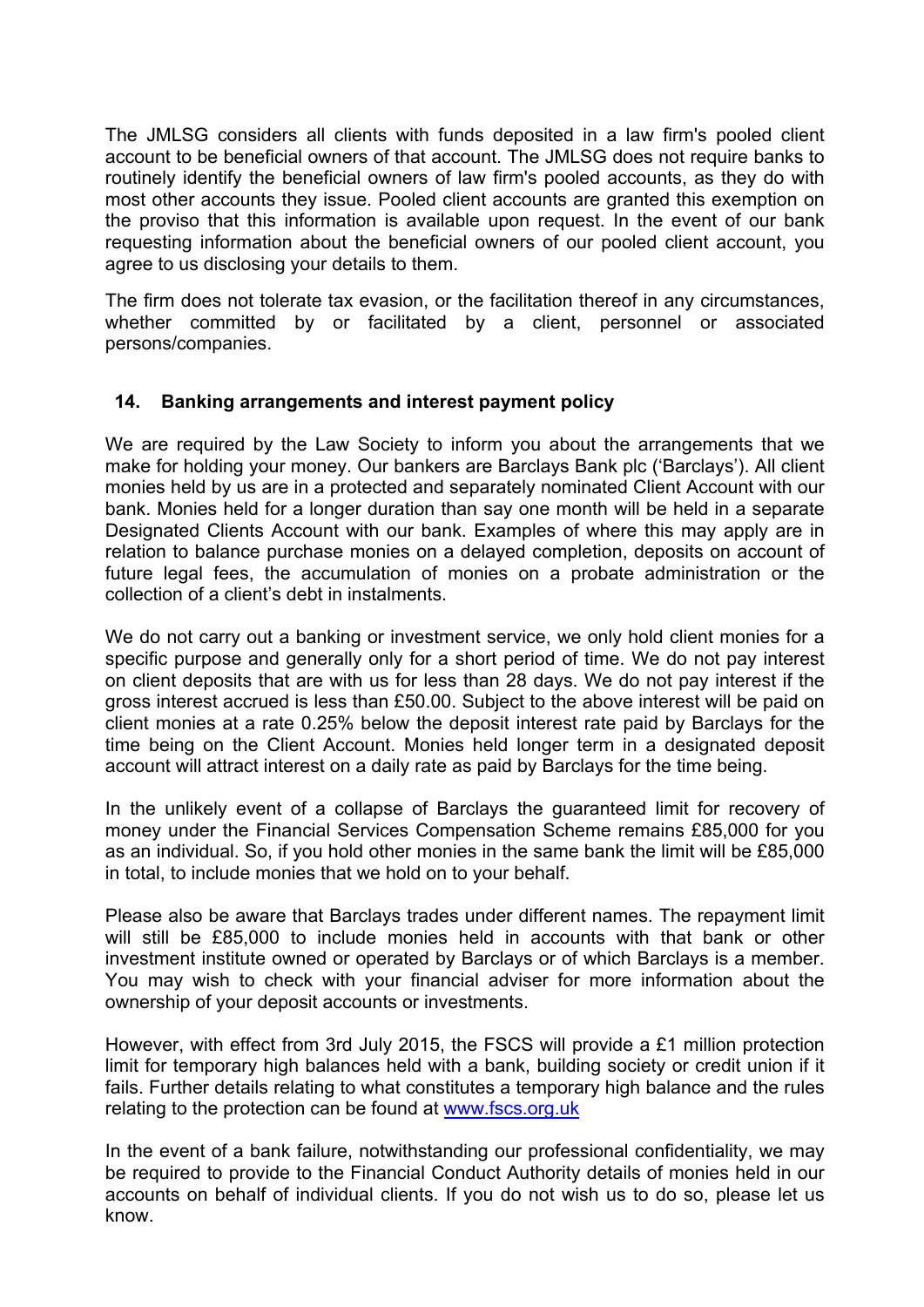The JMLSG considers all clients with funds deposited in a law firm's pooled client account to be beneficial owners of that account. The JMLSG does not require banks to routinely identify the beneficial owners of law firm's pooled accounts, as they do with most other accounts they issue. Pooled client accounts are granted this exemption on the proviso that this information is available upon request. In the event of our bank requesting information about the beneficial owners of our pooled client account, you agree to us disclosing your details to them.

The firm does not tolerate tax evasion, or the facilitation thereof in any circumstances, whether committed by or facilitated by a client, personnel or associated persons/companies.

## 14. Banking arrangements and interest payment policy

We are required by the Law Society to inform you about the arrangements that we make for holding your money. Our bankers are Barclays Bank plc ('Barclays'). All client monies held by us are in a protected and separately nominated Client Account with our bank. Monies held for a longer duration than say one month will be held in a separate Designated Clients Account with our bank. Examples of where this may apply are in relation to balance purchase monies on a delayed completion, deposits on account of future legal fees, the accumulation of monies on a probate administration or the collection of a client's debt in instalments.

We do not carry out a banking or investment service, we only hold client monies for a specific purpose and generally only for a short period of time. We do not pay interest on client deposits that are with us for less than 28 days. We do not pay interest if the gross interest accrued is less than £50.00. Subject to the above interest will be paid on client monies at a rate 0.25% below the deposit interest rate paid by Barclays for the time being on the Client Account. Monies held longer term in a designated deposit account will attract interest on a daily rate as paid by Barclays for the time being.

In the unlikely event of a collapse of Barclays the guaranteed limit for recovery of money under the Financial Services Compensation Scheme remains £85,000 for you as an individual. So, if you hold other monies in the same bank the limit will be £85,000 in total, to include monies that we hold on to your behalf.

Please also be aware that Barclays trades under different names. The repayment limit will still be £85,000 to include monies held in accounts with that bank or other investment institute owned or operated by Barclays or of which Barclays is a member. You may wish to check with your financial adviser for more information about the ownership of your deposit accounts or investments.

However, with effect from 3rd July 2015, the FSCS will provide a £1 million protection limit for temporary high balances held with a bank, building society or credit union if it fails. Further details relating to what constitutes a temporary high balance and the rules relating to the protection can be found at [www.fscs.org.uk](http://www.fscs.org.uk)

In the event of a bank failure, notwithstanding our professional confidentiality, we may be required to provide to the Financial Conduct Authority details of monies held in our accounts on behalf of individual clients. If you do not wish us to do so, please let us know.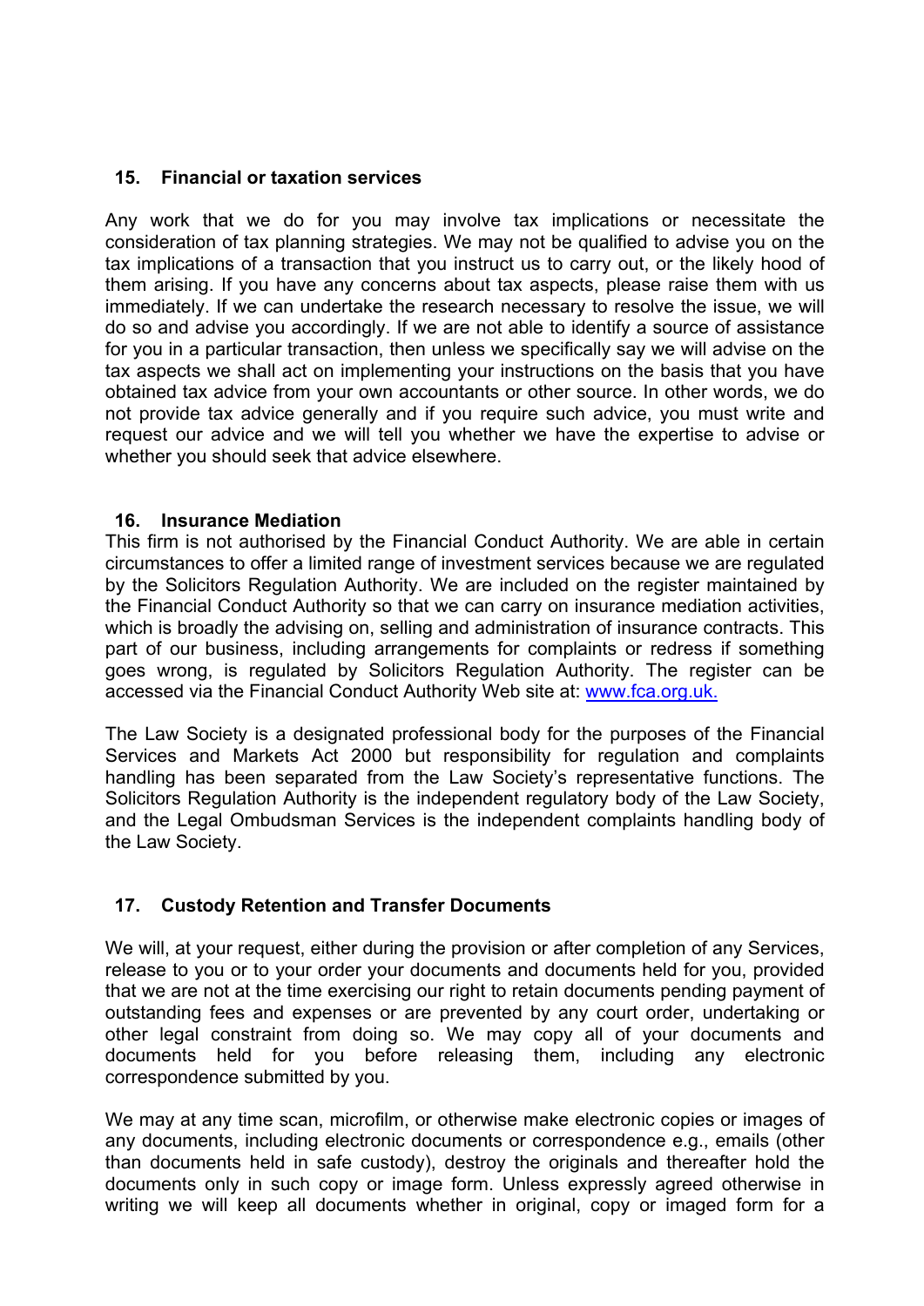## 15. Financial or taxation services

Any work that we do for you may involve tax implications or necessitate the consideration of tax planning strategies. We may not be qualified to advise you on the tax implications of a transaction that you instruct us to carry out, or the likely hood of them arising. If you have any concerns about tax aspects, please raise them with us immediately. If we can undertake the research necessary to resolve the issue, we will do so and advise you accordingly. If we are not able to identify a source of assistance for you in a particular transaction, then unless we specifically say we will advise on the tax aspects we shall act on implementing your instructions on the basis that you have obtained tax advice from your own accountants or other source. In other words, we do not provide tax advice generally and if you require such advice, you must write and request our advice and we will tell you whether we have the expertise to advise or whether you should seek that advice elsewhere.

## 16. Insurance Mediation

This firm is not authorised by the Financial Conduct Authority. We are able in certain circumstances to offer a limited range of investment services because we are regulated by the Solicitors Regulation Authority. We are included on the register maintained by the Financial Conduct Authority so that we can carry on insurance mediation activities, which is broadly the advising on, selling and administration of insurance contracts. This part of our business, including arrangements for complaints or redress if something goes wrong, is regulated by Solicitors Regulation Authority. The register can be accessed via the Financial Conduct Authority Web site at: www.fca.org.uk.

The Law Society is a designated professional body for the purposes of the Financial Services and Markets Act 2000 but responsibility for regulation and complaints handling has been separated from the Law Society's representative functions. The Solicitors Regulation Authority is the independent regulatory body of the Law Society, and the Legal Ombudsman Services is the independent complaints handling body of the Law Society.

## 17. Custody Retention and Transfer Documents

We will, at your request, either during the provision or after completion of any Services, release to you or to your order your documents and documents held for you, provided that we are not at the time exercising our right to retain documents pending payment of outstanding fees and expenses or are prevented by any court order, undertaking or other legal constraint from doing so. We may copy all of your documents and documents held for you before releasing them, including any electronic correspondence submitted by you.

We may at any time scan, microfilm, or otherwise make electronic copies or images of any documents, including electronic documents or correspondence e.g., emails (other than documents held in safe custody), destroy the originals and thereafter hold the documents only in such copy or image form. Unless expressly agreed otherwise in writing we will keep all documents whether in original, copy or imaged form for a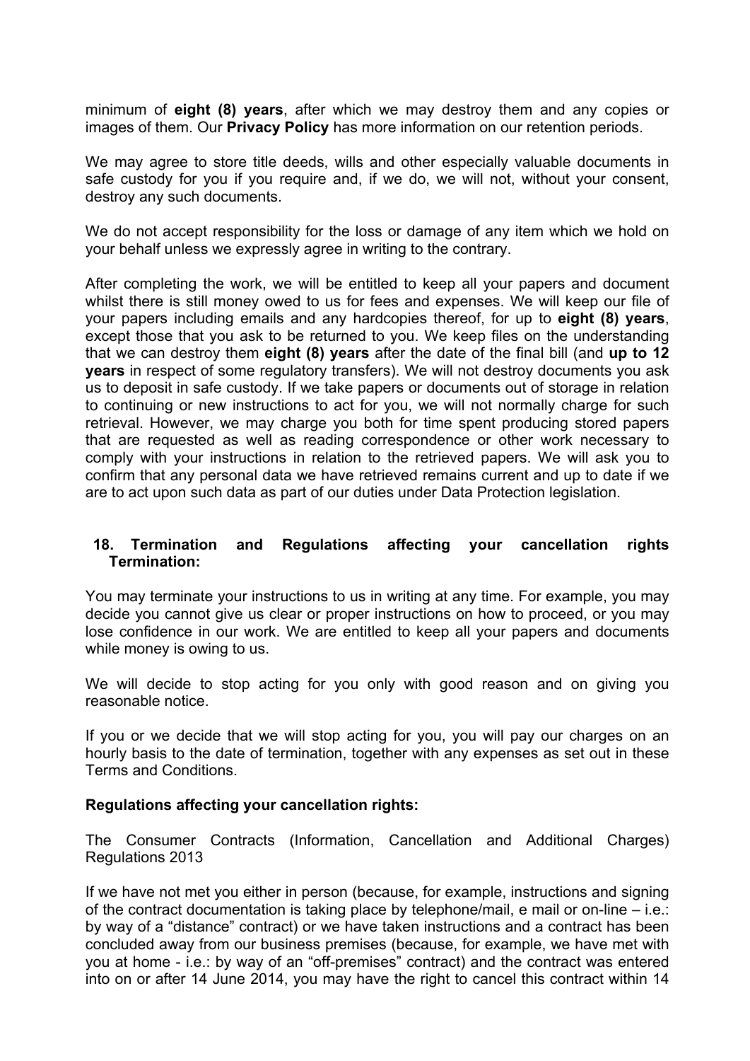minimum of **eight (8) years**, after which we may destroy them and any copies or images of them. Our **Privacy Policy** has more information on our retention periods.

We may agree to store title deeds, wills and other especially valuable documents in safe custody for you if you require and, if we do, we will not, without your consent, destroy any such documents.

We do not accept responsibility for the loss or damage of any item which we hold on your behalf unless we expressly agree in writing to the contrary.

After completing the work, we will be entitled to keep all your papers and document whilst there is still money owed to us for fees and expenses. We will keep our file of your papers including emails and any hardcopies thereof, for up to **eight (8) years**, except those that you ask to be returned to you. We keep files on the understanding that we can destroy them **eight (8) years** after the date of the final bill (and **up to 12 years** in respect of some regulatory transfers). We will not destroy documents you ask us to deposit in safe custody. If we take papers or documents out of storage in relation to continuing or new instructions to act for you, we will not normally charge for such retrieval. However, we may charge you both for time spent producing stored papers that are requested as well as reading correspondence or other work necessary to comply with your instructions in relation to the retrieved papers. We will ask you to confirm that any personal data we have retrieved remains current and up to date if we are to act upon such data as part of our duties under Data Protection legislation.

## 18. Termination and Regulations affecting your cancellation rights

**Termination:**

You may terminate your instructions to us in writing at any time. For example, you may decide you cannot give us clear or proper instructions on how to proceed, or you may lose confidence in our work. We are entitled to keep all your papers and documents while money is owing to us.

We will decide to stop acting for you only with good reason and on giving you reasonable notice.

If you or we decide that we will stop acting for you, you will pay our charges on an hourly basis to the date of termination, together with any expenses as set out in these Terms and Conditions.

**Regulations affecting your cancellation rights:**

The Consumer Contracts (Information, Cancellation and Additional Charges) Regulations 2013

If we have not met you either in person (because, for example, instructions and signing of the contract documentation is taking place by telephone/mail, e mail or on-line – i.e.: by way of a "distance" contract) or we have taken instructions and a contract has been concluded away from our business premises (because, for example, we have met with you at home - i.e.: by way of an "off-premises" contract) and the contract was entered into on or after 14 June 2014, you may have the right to cancel this contract within 14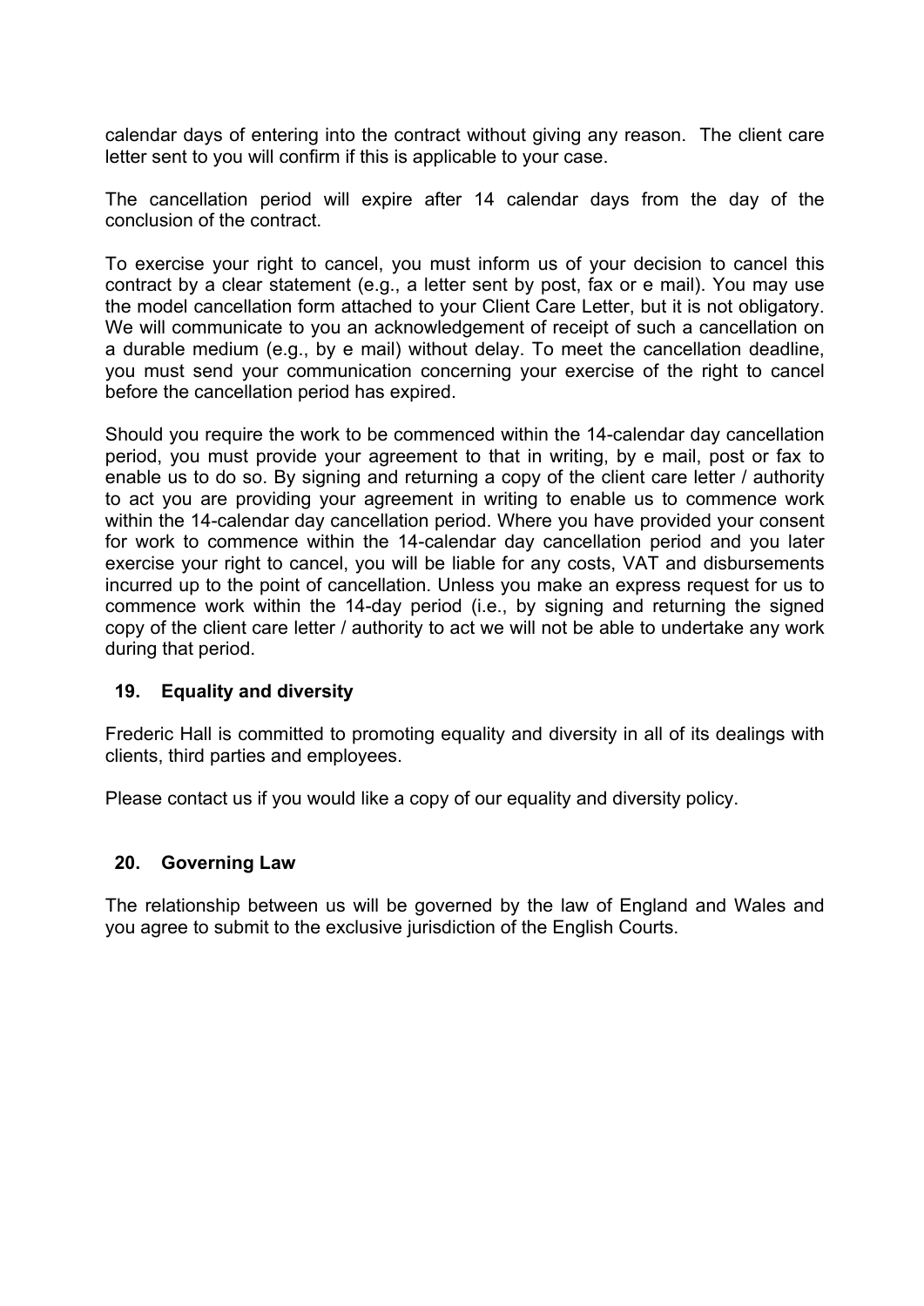calendar days of entering into the contract without giving any reason. The client care letter sent to you will confirm if this is applicable to your case.

The cancellation period will expire after 14 calendar days from the day of the conclusion of the contract.

To exercise your right to cancel, you must inform us of your decision to cancel this contract by a clear statement (e.g., a letter sent by post, fax or e mail). You may use the model cancellation form attached to your Client Care Letter, but it is not obligatory. We will communicate to you an acknowledgement of receipt of such a cancellation on a durable medium (e.g., by e mail) without delay. To meet the cancellation deadline, you must send your communication concerning your exercise of the right to cancel before the cancellation period has expired.

Should you require the work to be commenced within the 14-calendar day cancellation period, you must provide your agreement to that in writing, by e mail, post or fax to enable us to do so. By signing and returning a copy of the client care letter / authority to act you are providing your agreement in writing to enable us to commence work within the 14-calendar day cancellation period. Where you have provided your consent for work to commence within the 14-calendar day cancellation period and you later exercise your right to cancel, you will be liable for any costs, VAT and disbursements incurred up to the point of cancellation. Unless you make an express request for us to commence work within the 14-day period (i.e., by signing and returning the signed copy of the client care letter / authority to act we will not be able to undertake any work during that period.

## 19. Equality and diversity

Frederic Hall is committed to promoting equality and diversity in all of its dealings with clients, third parties and employees.

Please contact us if you would like a copy of our equality and diversity policy.

## 20. Governing Law

The relationship between us will be governed by the law of England and Wales and you agree to submit to the exclusive jurisdiction of the English Courts.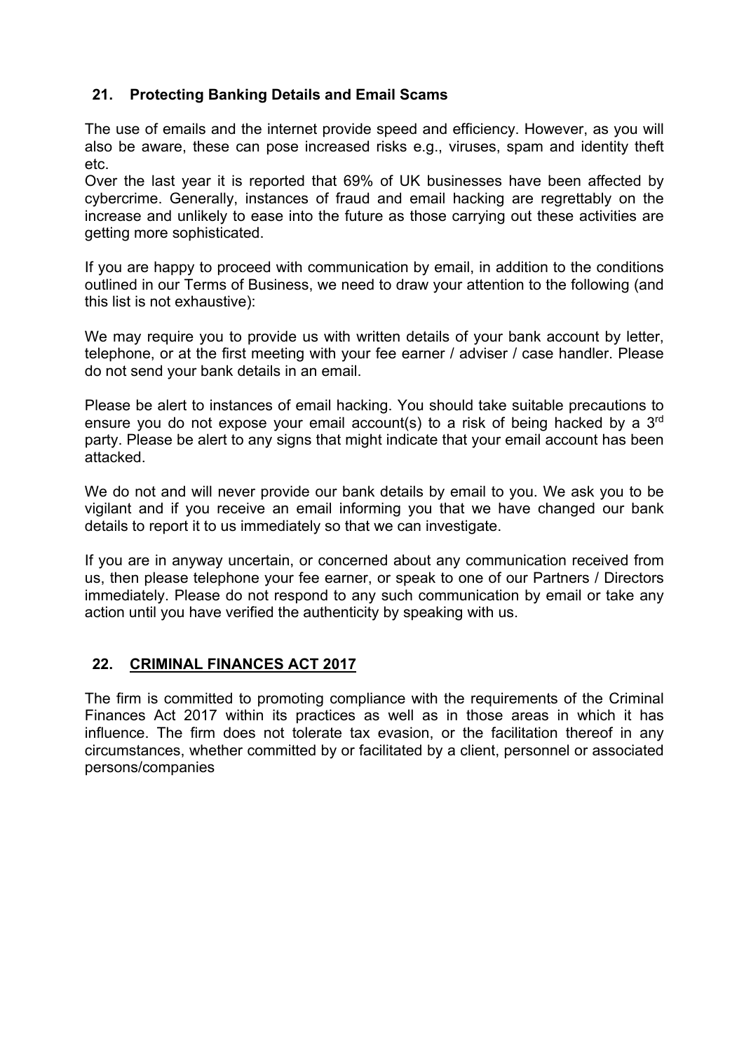## 21. Protecting Banking Details and Email Scams

The use of emails and the internet provide speed and efficiency. However, as you will also be aware, these can pose increased risks e.g., viruses, spam and identity theft etc.
Over the last year it is reported that 69% of UK businesses have been affected by cybercrime. Generally, instances of fraud and email hacking are regrettably on the increase and unlikely to ease into the future as those carrying out these activities are getting more sophisticated.

If you are happy to proceed with communication by email, in addition to the conditions outlined in our Terms of Business, we need to draw your attention to the following (and this list is not exhaustive):

We may require you to provide us with written details of your bank account by letter, telephone, or at the first meeting with your fee earner / adviser / case handler. Please do not send your bank details in an email.

Please be alert to instances of email hacking. You should take suitable precautions to ensure you do not expose your email account(s) to a risk of being hacked by a 3rd party. Please be alert to any signs that might indicate that your email account has been attacked.

We do not and will never provide our bank details by email to you. We ask you to be vigilant and if you receive an email informing you that we have changed our bank details to report it to us immediately so that we can investigate.

If you are in anyway uncertain, or concerned about any communication received from us, then please telephone your fee earner, or speak to one of our Partners / Directors immediately. Please do not respond to any such communication by email or take any action until you have verified the authenticity by speaking with us.

## 22. CRIMINAL FINANCES ACT 2017

The firm is committed to promoting compliance with the requirements of the Criminal Finances Act 2017 within its practices as well as in those areas in which it has influence. The firm does not tolerate tax evasion, or the facilitation thereof in any circumstances, whether committed by or facilitated by a client, personnel or associated persons/companies